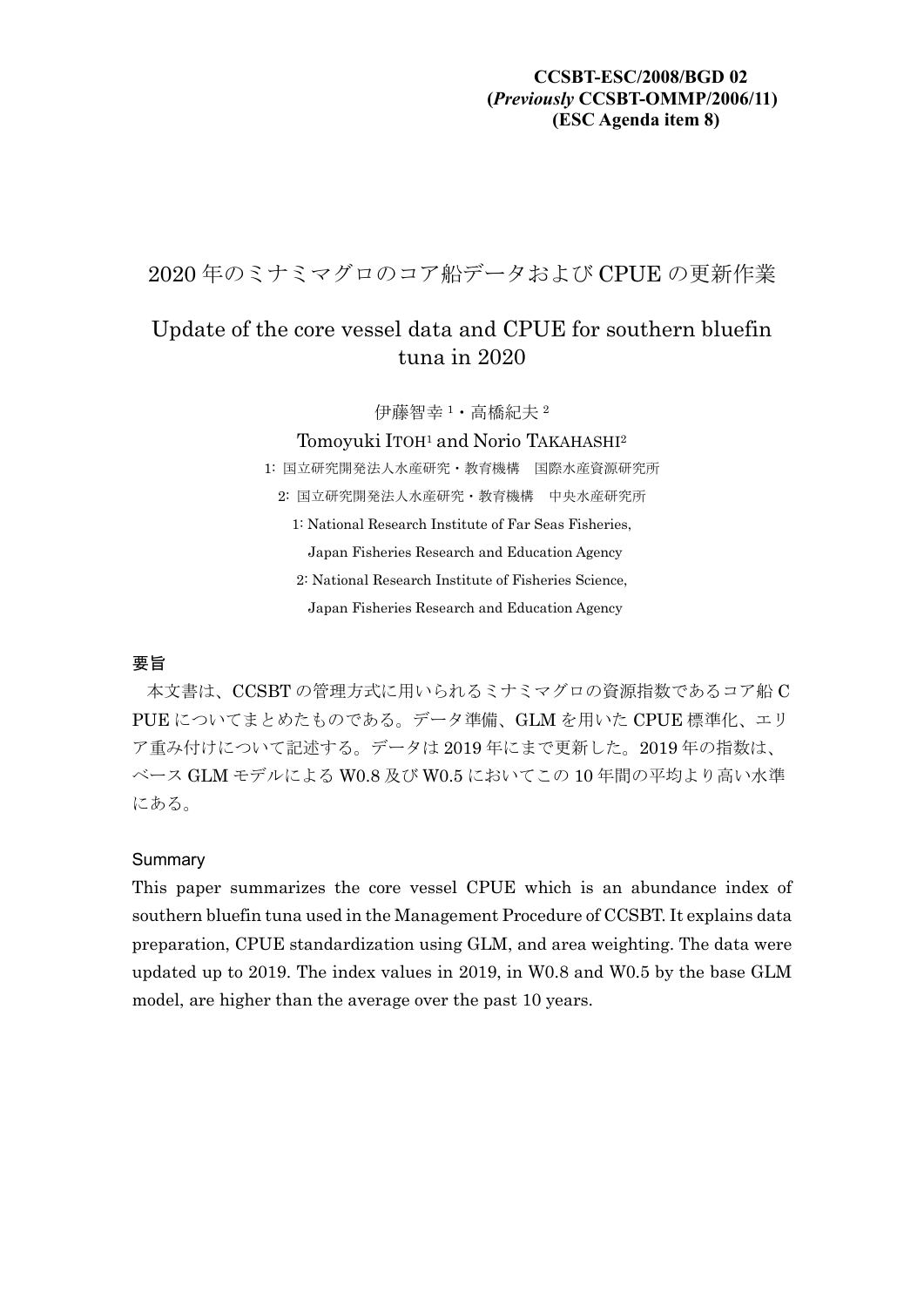**CCSBT-ESC/2008/BGD 02**
**(*Previously* CCSBT-OMMP/2006/11)**
**(ESC Agenda item 8)**

# 2020 年のミナミマグロのコア船データおよび CPUE の更新作業

# Update of the core vessel data and CPUE for southern bluefin tuna in 2020

伊藤智幸[1]・高橋紀夫[2]

Tomoyuki ITOH[1] and Norio TAKAHASHI[2]

1: 国立研究開発法人水産研究・教育機構　国際水産資源研究所

2: 国立研究開発法人水産研究・教育機構　中央水産研究所

1: National Research Institute of Far Seas Fisheries, Japan Fisheries Research and Education Agency

2: National Research Institute of Fisheries Science, Japan Fisheries Research and Education Agency

## 要旨

本文書は、CCSBT の管理方式に用いられるミナミマグロの資源指数であるコア船 CPUE についてまとめたものである。データ準備、GLM を用いた CPUE 標準化、エリア重み付けについて記述する。データは 2019 年にまで更新した。2019 年の指数は、ベース GLM モデルによる W0.8 及び W0.5 においてこの 10 年間の平均より高い水準にある。

## Summary

This paper summarizes the core vessel CPUE which is an abundance index of southern bluefin tuna used in the Management Procedure of CCSBT. It explains data preparation, CPUE standardization using GLM, and area weighting. The data were updated up to 2019. The index values in 2019, in W0.8 and W0.5 by the base GLM model, are higher than the average over the past 10 years.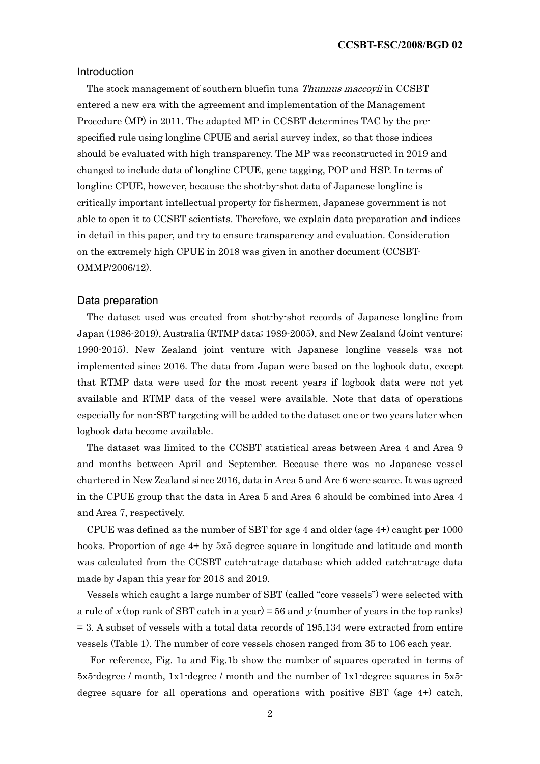## Introduction

The stock management of southern bluefin tuna *Thunnus maccoyii* in CCSBT entered a new era with the agreement and implementation of the Management Procedure (MP) in 2011. The adapted MP in CCSBT determines TAC by the pre-specified rule using longline CPUE and aerial survey index, so that those indices should be evaluated with high transparency. The MP was reconstructed in 2019 and changed to include data of longline CPUE, gene tagging, POP and HSP. In terms of longline CPUE, however, because the shot-by-shot data of Japanese longline is critically important intellectual property for fishermen, Japanese government is not able to open it to CCSBT scientists. Therefore, we explain data preparation and indices in detail in this paper, and try to ensure transparency and evaluation. Consideration on the extremely high CPUE in 2018 was given in another document (CCSBT-OMMP/2006/12).

## Data preparation

The dataset used was created from shot-by-shot records of Japanese longline from Japan (1986-2019), Australia (RTMP data; 1989-2005), and New Zealand (Joint venture; 1990-2015). New Zealand joint venture with Japanese longline vessels was not implemented since 2016. The data from Japan were based on the logbook data, except that RTMP data were used for the most recent years if logbook data were not yet available and RTMP data of the vessel were available. Note that data of operations especially for non-SBT targeting will be added to the dataset one or two years later when logbook data become available.

The dataset was limited to the CCSBT statistical areas between Area 4 and Area 9 and months between April and September. Because there was no Japanese vessel chartered in New Zealand since 2016, data in Area 5 and Are 6 were scarce. It was agreed in the CPUE group that the data in Area 5 and Area 6 should be combined into Area 4 and Area 7, respectively.

CPUE was defined as the number of SBT for age 4 and older (age 4+) caught per 1000 hooks. Proportion of age 4+ by 5x5 degree square in longitude and latitude and month was calculated from the CCSBT catch-at-age database which added catch-at-age data made by Japan this year for 2018 and 2019.

Vessels which caught a large number of SBT (called "core vessels") were selected with a rule of $x$ (top rank of SBT catch in a year) = 56 and $y$ (number of years in the top ranks) = 3. A subset of vessels with a total data records of 195,134 were extracted from entire vessels (Table 1). The number of core vessels chosen ranged from 35 to 106 each year.

For reference, Fig. 1a and Fig.1b show the number of squares operated in terms of 5x5-degree / month, 1x1-degree / month and the number of 1x1-degree squares in 5x5-degree square for all operations and operations with positive SBT (age 4+) catch,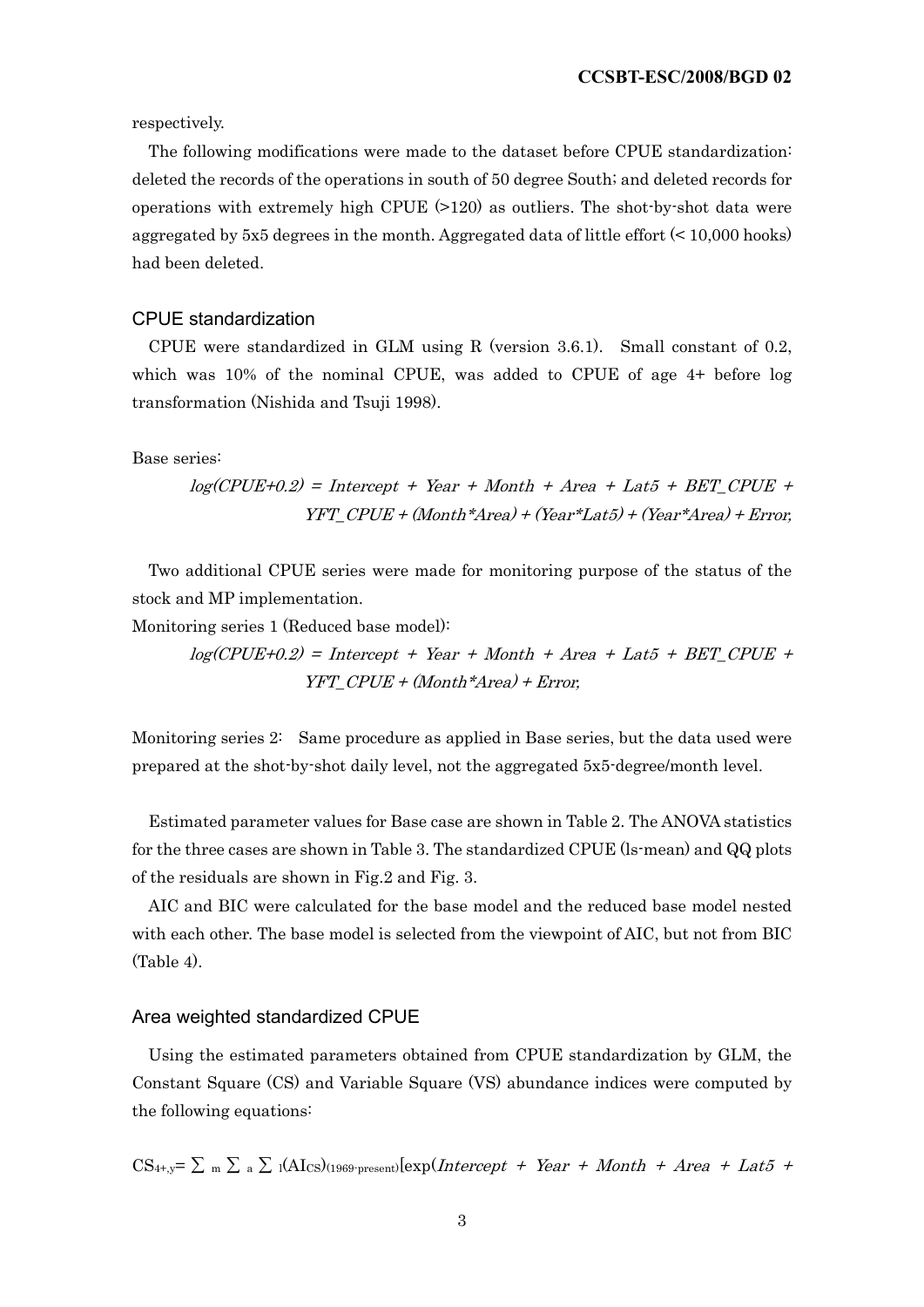respectively.

The following modifications were made to the dataset before CPUE standardization: deleted the records of the operations in south of 50 degree South; and deleted records for operations with extremely high CPUE (>120) as outliers. The shot-by-shot data were aggregated by 5x5 degrees in the month. Aggregated data of little effort (< 10,000 hooks) had been deleted.

### CPUE standardization

CPUE were standardized in GLM using R (version 3.6.1). Small constant of 0.2, which was 10% of the nominal CPUE, was added to CPUE of age 4+ before log transformation (Nishida and Tsuji 1998).

Base series:

$$log(CPUE+0.2) = Intercept + Year + Month + Area + Lat5 + BET\_CPUE + YFT\_CPUE + (Month*Area) + (Year*Lat5) + (Year*Area) + Error,$$

Two additional CPUE series were made for monitoring purpose of the status of the stock and MP implementation.

Monitoring series 1 (Reduced base model):

$$log(CPUE+0.2) = Intercept + Year + Month + Area + Lat5 + BET\_CPUE + YFT\_CPUE + (Month*Area) + Error,$$

Monitoring series 2: Same procedure as applied in Base series, but the data used were prepared at the shot-by-shot daily level, not the aggregated 5x5-degree/month level.

Estimated parameter values for Base case are shown in Table 2. The ANOVA statistics for the three cases are shown in Table 3. The standardized CPUE (ls-mean) and QQ plots of the residuals are shown in Fig.2 and Fig. 3.

AIC and BIC were calculated for the base model and the reduced base model nested with each other. The base model is selected from the viewpoint of AIC, but not from BIC (Table 4).

### Area weighted standardized CPUE

Using the estimated parameters obtained from CPUE standardization by GLM, the Constant Square (CS) and Variable Square (VS) abundance indices were computed by the following equations:

$CS_{4+,y} = \sum_{m} \sum_{a} \sum_{l} (AI_{CS})_{(1969\text{-}present)}[\exp(Intercept + Year + Month + Area + Lat5 +$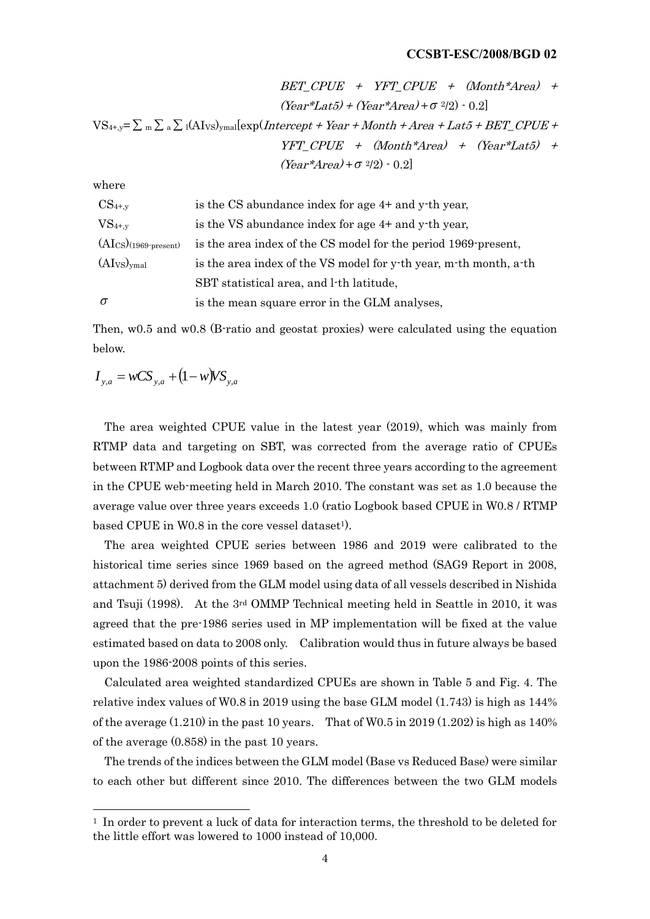$$BET\_CPUE + YFT\_CPUE + (Month*Area) + (Year*Lat5) + (Year*Area) + \sigma^2/2) - 0.2]$$

$$VS_{4+,y} = \sum_m \sum_a \sum_l (AI_{VS})_{ymal}[\exp(Intercept + Year + Month + Area + Lat5 + BET\_CPUE + YFT\_CPUE + (Month*Area) + (Year*Lat5) + (Year*Area) + \sigma^2/2) - 0.2]$$

where

| | |
|---|---|
| $CS_{4+,y}$ | is the CS abundance index for age 4+ and y-th year, |
| $VS_{4+,y}$ | is the VS abundance index for age 4+ and y-th year, |
| $(AI_{CS})_{(1969\text{-}present)}$ | is the area index of the CS model for the period 1969-present, |
| $(AI_{VS})_{ymal}$ | is the area index of the VS model for y-th year, m-th month, a-th SBT statistical area, and l-th latitude, |
| $\sigma$ | is the mean square error in the GLM analyses, |

Then, w0.5 and w0.8 (B-ratio and geostat proxies) were calculated using the equation below.

$$I_{y,a} = wCS_{y,a} + (1-w)VS_{y,a}$$

The area weighted CPUE value in the latest year (2019), which was mainly from RTMP data and targeting on SBT, was corrected from the average ratio of CPUEs between RTMP and Logbook data over the recent three years according to the agreement in the CPUE web-meeting held in March 2010. The constant was set as 1.0 because the average value over three years exceeds 1.0 (ratio Logbook based CPUE in W0.8 / RTMP based CPUE in W0.8 in the core vessel dataset[1]).

The area weighted CPUE series between 1986 and 2019 were calibrated to the historical time series since 1969 based on the agreed method (SAG9 Report in 2008, attachment 5) derived from the GLM model using data of all vessels described in Nishida and Tsuji (1998). At the 3rd OMMP Technical meeting held in Seattle in 2010, it was agreed that the pre-1986 series used in MP implementation will be fixed at the value estimated based on data to 2008 only. Calibration would thus in future always be based upon the 1986-2008 points of this series.

Calculated area weighted standardized CPUEs are shown in Table 5 and Fig. 4. The relative index values of W0.8 in 2019 using the base GLM model (1.743) is high as 144% of the average (1.210) in the past 10 years. That of W0.5 in 2019 (1.202) is high as 140% of the average (0.858) in the past 10 years.

The trends of the indices between the GLM model (Base vs Reduced Base) were similar to each other but different since 2010. The differences between the two GLM models

[1] In order to prevent a luck of data for interaction terms, the threshold to be deleted for the little effort was lowered to 1000 instead of 10,000.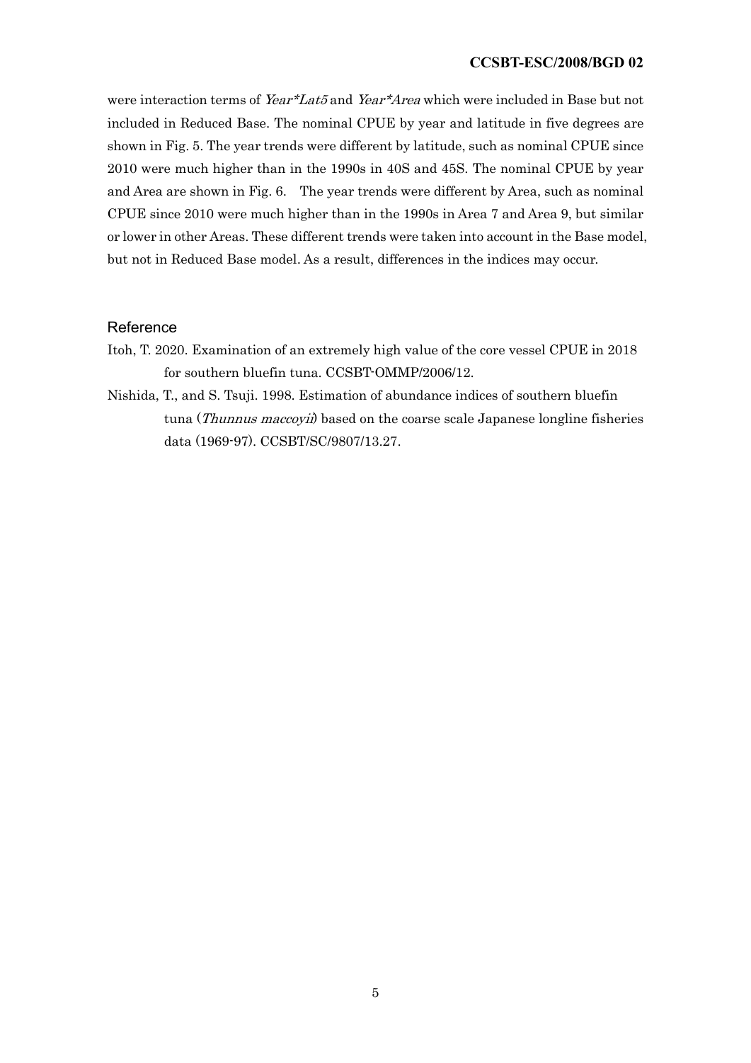were interaction terms of *Year\*Lat5* and *Year\*Area* which were included in Base but not included in Reduced Base. The nominal CPUE by year and latitude in five degrees are shown in Fig. 5. The year trends were different by latitude, such as nominal CPUE since 2010 were much higher than in the 1990s in 40S and 45S. The nominal CPUE by year and Area are shown in Fig. 6. The year trends were different by Area, such as nominal CPUE since 2010 were much higher than in the 1990s in Area 7 and Area 9, but similar or lower in other Areas. These different trends were taken into account in the Base model, but not in Reduced Base model. As a result, differences in the indices may occur.

## Reference

Itoh, T. 2020. Examination of an extremely high value of the core vessel CPUE in 2018 for southern bluefin tuna. CCSBT-OMMP/2006/12.

Nishida, T., and S. Tsuji. 1998. Estimation of abundance indices of southern bluefin tuna (*Thunnus maccoyii*) based on the coarse scale Japanese longline fisheries data (1969-97). CCSBT/SC/9807/13.27.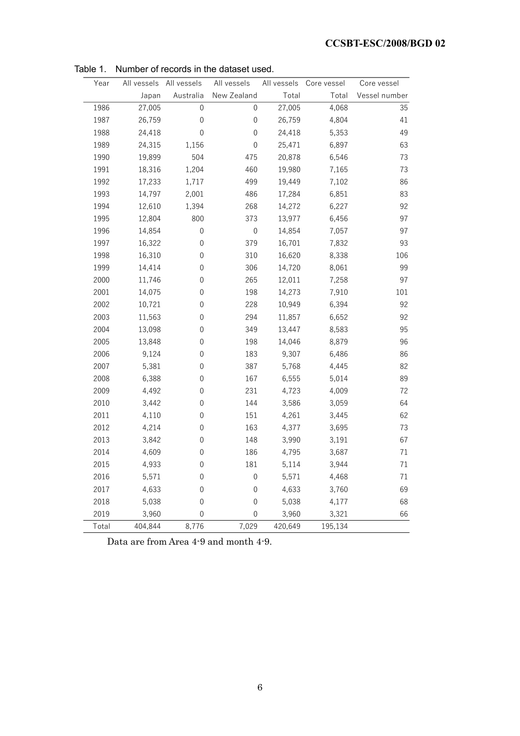Table 1. Number of records in the dataset used.

| Year | All vessels Japan | All vessels Australia | All vessels New Zealand | All vessels Total | Core vessel Total | Core vessel Vessel number |
|---|---|---|---|---|---|---|
| 1986 | 27,005 | 0 | 0 | 27,005 | 4,068 | 35 |
| 1987 | 26,759 | 0 | 0 | 26,759 | 4,804 | 41 |
| 1988 | 24,418 | 0 | 0 | 24,418 | 5,353 | 49 |
| 1989 | 24,315 | 1,156 | 0 | 25,471 | 6,897 | 63 |
| 1990 | 19,899 | 504 | 475 | 20,878 | 6,546 | 73 |
| 1991 | 18,316 | 1,204 | 460 | 19,980 | 7,165 | 73 |
| 1992 | 17,233 | 1,717 | 499 | 19,449 | 7,102 | 86 |
| 1993 | 14,797 | 2,001 | 486 | 17,284 | 6,851 | 83 |
| 1994 | 12,610 | 1,394 | 268 | 14,272 | 6,227 | 92 |
| 1995 | 12,804 | 800 | 373 | 13,977 | 6,456 | 97 |
| 1996 | 14,854 | 0 | 0 | 14,854 | 7,057 | 97 |
| 1997 | 16,322 | 0 | 379 | 16,701 | 7,832 | 93 |
| 1998 | 16,310 | 0 | 310 | 16,620 | 8,338 | 106 |
| 1999 | 14,414 | 0 | 306 | 14,720 | 8,061 | 99 |
| 2000 | 11,746 | 0 | 265 | 12,011 | 7,258 | 97 |
| 2001 | 14,075 | 0 | 198 | 14,273 | 7,910 | 101 |
| 2002 | 10,721 | 0 | 228 | 10,949 | 6,394 | 92 |
| 2003 | 11,563 | 0 | 294 | 11,857 | 6,652 | 92 |
| 2004 | 13,098 | 0 | 349 | 13,447 | 8,583 | 95 |
| 2005 | 13,848 | 0 | 198 | 14,046 | 8,879 | 96 |
| 2006 | 9,124 | 0 | 183 | 9,307 | 6,486 | 86 |
| 2007 | 5,381 | 0 | 387 | 5,768 | 4,445 | 82 |
| 2008 | 6,388 | 0 | 167 | 6,555 | 5,014 | 89 |
| 2009 | 4,492 | 0 | 231 | 4,723 | 4,009 | 72 |
| 2010 | 3,442 | 0 | 144 | 3,586 | 3,059 | 64 |
| 2011 | 4,110 | 0 | 151 | 4,261 | 3,445 | 62 |
| 2012 | 4,214 | 0 | 163 | 4,377 | 3,695 | 73 |
| 2013 | 3,842 | 0 | 148 | 3,990 | 3,191 | 67 |
| 2014 | 4,609 | 0 | 186 | 4,795 | 3,687 | 71 |
| 2015 | 4,933 | 0 | 181 | 5,114 | 3,944 | 71 |
| 2016 | 5,571 | 0 | 0 | 5,571 | 4,468 | 71 |
| 2017 | 4,633 | 0 | 0 | 4,633 | 3,760 | 69 |
| 2018 | 5,038 | 0 | 0 | 5,038 | 4,177 | 68 |
| 2019 | 3,960 | 0 | 0 | 3,960 | 3,321 | 66 |
| Total | 404,844 | 8,776 | 7,029 | 420,649 | 195,134 | |

Data are from Area 4-9 and month 4-9.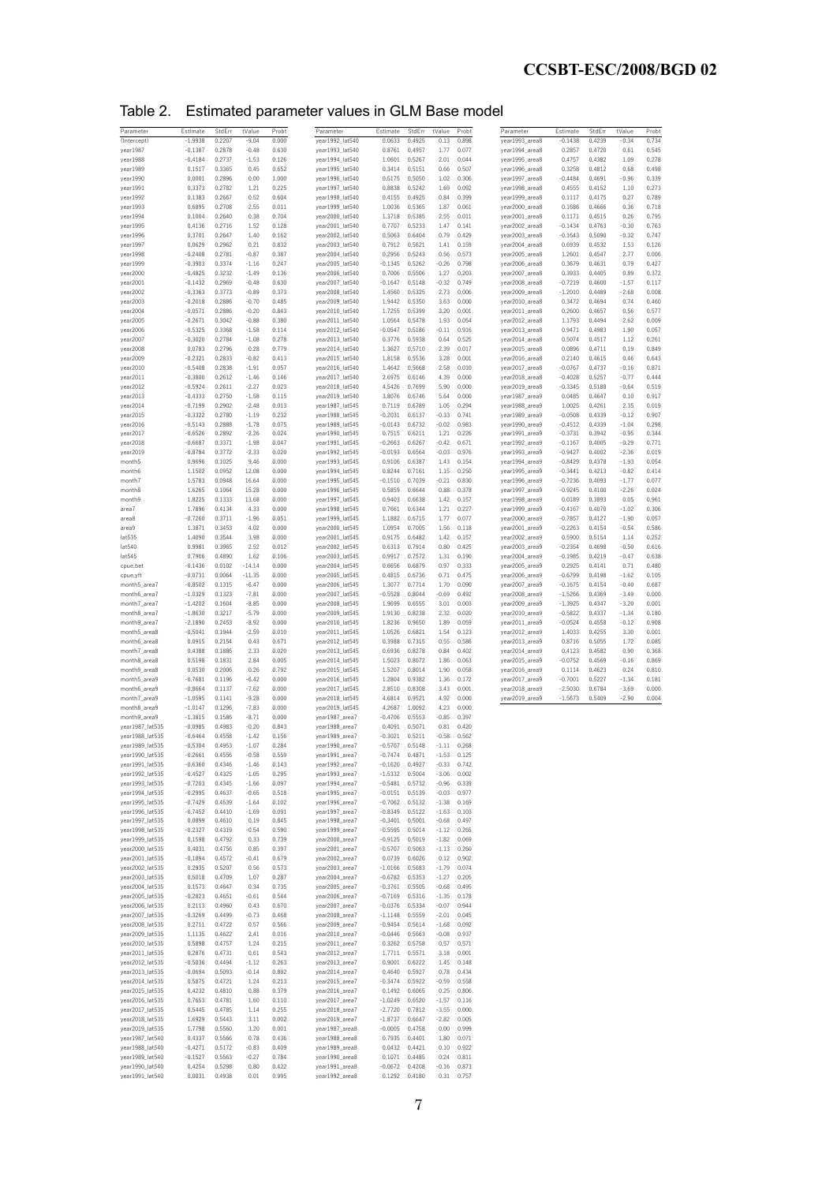## Table 2. Estimated parameter values in GLM Base model

| Parameter | Estimate | StdErr | tValue | Probt |
|---|---|---|---|---|
| (Intercept) | -1.9938 | 0.2207 | -9.04 | 0.000 |
| year1987 | -0.1387 | 0.2878 | -0.48 | 0.630 |
| year1988 | -0.4184 | 0.2737 | -1.53 | 0.126 |
| year1989 | 0.1517 | 0.3365 | 0.45 | 0.652 |
| year1990 | 0.0001 | 0.2896 | 0.00 | 1.000 |
| year1991 | 0.3373 | 0.2782 | 1.21 | 0.225 |
| year1992 | 0.1383 | 0.2667 | 0.52 | 0.604 |
| year1993 | 0.6895 | 0.2708 | 2.55 | 0.011 |
| year1994 | 0.1004 | 0.2640 | 0.38 | 0.704 |
| year1995 | 0.4136 | 0.2716 | 1.52 | 0.128 |
| year1996 | 0.3701 | 0.2647 | 1.40 | 0.162 |
| year1997 | 0.0629 | 0.2962 | 0.21 | 0.832 |
| year1998 | -0.2408 | 0.2781 | -0.87 | 0.387 |
| year1999 | -0.3903 | 0.3374 | -1.16 | 0.247 |
| year2000 | -0.4825 | 0.3232 | -1.49 | 0.136 |
| year2001 | -0.1432 | 0.2969 | -0.48 | 0.630 |
| year2002 | -0.3363 | 0.3773 | -0.89 | 0.373 |
| year2003 | -0.2018 | 0.2886 | -0.70 | 0.485 |
| year2004 | -0.0571 | 0.2886 | -0.20 | 0.843 |
| year2005 | -0.2671 | 0.3042 | -0.88 | 0.380 |
| year2006 | -0.5325 | 0.3368 | -1.58 | 0.114 |
| year2007 | -0.3020 | 0.2784 | -1.08 | 0.278 |
| year2008 | 0.0783 | 0.2796 | 0.28 | 0.779 |
| year2009 | -0.2321 | 0.2833 | -0.82 | 0.413 |
| year2010 | -0.5408 | 0.2838 | -1.91 | 0.057 |
| year2011 | -0.3800 | 0.2612 | -1.46 | 0.146 |
| year2012 | -0.5924 | 0.2611 | -2.27 | 0.023 |
| year2013 | -0.4333 | 0.2750 | -1.58 | 0.115 |
| year2014 | -0.7199 | 0.2902 | -2.48 | 0.013 |
| year2015 | -0.3322 | 0.2780 | -1.19 | 0.232 |
| year2016 | -0.5143 | 0.2888 | -1.78 | 0.075 |
| year2017 | -0.6526 | 0.2892 | -2.26 | 0.024 |
| year2018 | -0.6687 | 0.3371 | -1.98 | 0.047 |
| year2019 | -0.8784 | 0.3772 | -2.33 | 0.020 |
| month5 | 0.9696 | 0.1025 | 9.46 | 0.000 |
| month6 | 1.1502 | 0.0952 | 12.08 | 0.000 |
| month7 | 1.5783 | 0.0948 | 16.64 | 0.000 |
| month8 | 1.6265 | 0.1064 | 15.28 | 0.000 |
| month9 | 1.8225 | 0.1333 | 13.68 | 0.000 |
| area7 | 1.7896 | 0.4134 | 4.33 | 0.000 |
| area8 | -0.7260 | 0.3711 | -1.96 | 0.051 |
| area9 | 1.3871 | 0.3453 | 4.02 | 0.000 |
| lat535 | 1.4090 | 0.3544 | 3.98 | 0.000 |
| lat540 | 0.9981 | 0.3965 | 2.52 | 0.012 |
| lat545 | 0.7906 | 0.4890 | 1.62 | 0.106 |
| cpue.bet | -0.1436 | 0.0102 | -14.14 | 0.000 |
| cpue.yft | -0.0731 | 0.0064 | -11.35 | 0.000 |
| month5_area7 | -0.8502 | 0.1315 | -6.47 | 0.000 |
| month6_area7 | -1.0329 | 0.1323 | -7.81 | 0.000 |
| month7_area7 | -1.4202 | 0.1604 | -8.85 | 0.000 |
| month8_area7 | -1.8630 | 0.3217 | -5.79 | 0.000 |
| month9_area7 | -2.1890 | 0.2453 | -8.92 | 0.000 |
| month5_area8 | -0.5041 | 0.1944 | -2.59 | 0.010 |
| month6_area8 | 0.0915 | 0.2154 | 0.43 | 0.671 |
| month7_area8 | 0.4388 | 0.1886 | 2.33 | 0.020 |
| month8_area8 | 0.5198 | 0.1831 | 2.84 | 0.005 |
| month9_area8 | 0.0530 | 0.2006 | 0.26 | 0.792 |
| month5_area9 | -0.7681 | 0.1196 | -6.42 | 0.000 |
| month6_area9 | -0.8664 | 0.1137 | -7.62 | 0.000 |
| month7_area9 | -1.0595 | 0.1141 | -9.28 | 0.000 |
| month8_area9 | -1.0147 | 0.1296 | -7.83 | 0.000 |
| month9_area9 | -1.3815 | 0.1586 | -8.71 | 0.000 |
| year1987_lat535 | -0.0985 | 0.4983 | -0.20 | 0.843 |
| year1988_lat535 | -0.6464 | 0.4558 | -1.42 | 0.156 |
| year1989_lat535 | -0.5304 | 0.4953 | -1.07 | 0.284 |
| year1990_lat535 | -0.2661 | 0.4556 | -0.58 | 0.559 |
| year1991_lat535 | -0.6360 | 0.4346 | -1.46 | 0.143 |
| year1992_lat535 | -0.4527 | 0.4325 | -1.05 | 0.295 |
| year1993_lat535 | -0.7203 | 0.4345 | -1.66 | 0.097 |
| year1994_lat535 | -0.2995 | 0.4637 | -0.65 | 0.518 |
| year1995_lat535 | -0.7429 | 0.4539 | -1.64 | 0.102 |
| year1996_lat535 | -0.7452 | 0.4410 | -1.69 | 0.091 |
| year1997_lat535 | 0.0899 | 0.4610 | 0.19 | 0.845 |
| year1998_lat535 | -0.2327 | 0.4319 | -0.54 | 0.590 |
| year1999_lat535 | 0.1598 | 0.4792 | 0.33 | 0.739 |
| year2000_lat535 | 0.4031 | 0.4756 | 0.85 | 0.397 |
| year2001_lat535 | -0.1894 | 0.4572 | -0.41 | 0.679 |
| year2002_lat535 | 0.2935 | 0.5207 | 0.56 | 0.573 |
| year2003_lat535 | 0.5018 | 0.4709 | 1.07 | 0.287 |
| year2004_lat535 | 0.1573 | 0.4647 | 0.34 | 0.735 |
| year2005_lat535 | -0.2823 | 0.4651 | -0.61 | 0.544 |
| year2006_lat535 | 0.2113 | 0.4960 | 0.43 | 0.670 |
| year2007_lat535 | -0.3269 | 0.4499 | -0.73 | 0.468 |
| year2008_lat535 | 0.2711 | 0.4722 | 0.57 | 0.566 |
| year2009_lat535 | 1.1135 | 0.4622 | 2.41 | 0.016 |
| year2010_lat535 | 0.5898 | 0.4757 | 1.24 | 0.215 |
| year2011_lat535 | 0.2876 | 0.4731 | 0.61 | 0.543 |
| year2012_lat535 | -0.5036 | 0.4494 | -1.12 | 0.263 |
| year2013_lat535 | -0.0694 | 0.5093 | -0.14 | 0.892 |
| year2014_lat535 | 0.5875 | 0.4721 | 1.24 | 0.213 |
| year2015_lat535 | 0.4232 | 0.4810 | 0.88 | 0.379 |
| year2016_lat535 | 0.7653 | 0.4781 | 1.60 | 0.110 |
| year2017_lat535 | 0.5445 | 0.4785 | 1.14 | 0.255 |
| year2018_lat535 | 1.6929 | 0.5443 | 3.11 | 0.002 |
| year2019_lat535 | 1.7798 | 0.5560 | 3.20 | 0.001 |
| year1987_lat540 | 0.4337 | 0.5566 | 0.78 | 0.436 |
| year1988_lat540 | -0.4271 | 0.5172 | -0.83 | 0.409 |
| year1989_lat540 | -0.1527 | 0.5563 | -0.27 | 0.784 |
| year1990_lat540 | 0.4254 | 0.5298 | 0.80 | 0.422 |
| year1991_lat540 | 0.0031 | 0.4938 | 0.01 | 0.995 |
| year1992_lat540 | 0.0633 | 0.4925 | 0.13 | 0.898 |
| year1993_lat540 | 0.8761 | 0.4957 | 1.77 | 0.077 |
| year1994_lat540 | 1.0601 | 0.5267 | 2.01 | 0.044 |
| year1995_lat540 | 0.3414 | 0.5151 | 0.66 | 0.507 |
| year1996_lat540 | 0.5175 | 0.5050 | 1.02 | 0.306 |
| year1997_lat540 | 0.8838 | 0.5242 | 1.69 | 0.092 |
| year1998_lat540 | 0.4155 | 0.4925 | 0.84 | 0.399 |
| year1999_lat540 | 1.0036 | 0.5365 | 1.87 | 0.061 |
| year2000_lat540 | 1.3718 | 0.5385 | 2.55 | 0.011 |
| year2001_lat540 | 0.7707 | 0.5233 | 1.47 | 0.141 |
| year2002_lat540 | 0.5063 | 0.6404 | 0.79 | 0.429 |
| year2003_lat540 | 0.7912 | 0.5621 | 1.41 | 0.159 |
| year2004_lat540 | 0.2956 | 0.5243 | 0.56 | 0.573 |
| year2005_lat540 | -0.1345 | 0.5262 | -0.26 | 0.798 |
| year2006_lat540 | 0.7006 | 0.5506 | 1.27 | 0.203 |
| year2007_lat540 | -0.1647 | 0.5148 | -0.32 | 0.749 |
| year2008_lat540 | 1.4560 | 0.5325 | 2.73 | 0.006 |
| year2009_lat540 | 1.9442 | 0.5350 | 3.63 | 0.000 |
| year2010_lat540 | 1.7255 | 0.5399 | 3.20 | 0.001 |
| year2011_lat540 | 1.0564 | 0.5478 | 1.93 | 0.054 |
| year2012_lat540 | -0.0547 | 0.5186 | -0.11 | 0.916 |
| year2013_lat540 | 0.3776 | 0.5938 | 0.64 | 0.525 |
| year2014_lat540 | 1.3627 | 0.5710 | 2.39 | 0.017 |
| year2015_lat540 | 1.8158 | 0.5536 | 3.28 | 0.001 |
| year2016_lat540 | 1.4642 | 0.5668 | 2.58 | 0.010 |
| year2017_lat540 | 2.6975 | 0.6146 | 4.39 | 0.000 |
| year2018_lat540 | 4.5426 | 0.7699 | 5.90 | 0.000 |
| year2019_lat540 | 3.8076 | 0.6746 | 5.64 | 0.000 |
| year1987_lat545 | 0.7119 | 0.6789 | 1.05 | 0.294 |
| year1988_lat545 | -0.2031 | 0.6137 | -0.33 | 0.741 |
| year1989_lat545 | -0.0143 | 0.6732 | -0.02 | 0.983 |
| year1990_lat545 | 0.7515 | 0.6211 | 1.21 | 0.226 |
| year1991_lat545 | -0.2663 | 0.6267 | -0.42 | 0.671 |
| year1992_lat545 | -0.0193 | 0.6564 | -0.03 | 0.976 |
| year1993_lat545 | 0.9106 | 0.6387 | 1.43 | 0.154 |
| year1994_lat545 | 0.8244 | 0.7161 | 1.15 | 0.250 |
| year1995_lat545 | -0.1510 | 0.7039 | -0.21 | 0.830 |
| year1996_lat545 | 0.5859 | 0.6644 | 0.88 | 0.378 |
| year1997_lat545 | 0.9403 | 0.6638 | 1.42 | 0.157 |
| year1998_lat545 | 0.7661 | 0.6344 | 1.21 | 0.227 |
| year1999_lat545 | 1.1882 | 0.6715 | 1.77 | 0.077 |
| year2000_lat545 | 1.0954 | 0.7005 | 1.56 | 0.118 |
| year2001_lat545 | 0.9175 | 0.6482 | 1.42 | 0.157 |
| year2002_lat545 | 0.6313 | 0.7914 | 0.80 | 0.425 |
| year2003_lat545 | 0.9917 | 0.7572 | 1.31 | 0.190 |
| year2004_lat545 | 0.6656 | 0.6879 | 0.97 | 0.333 |
| year2005_lat545 | 0.4815 | 0.6736 | 0.71 | 0.475 |
| year2006_lat545 | 1.3077 | 0.7714 | 1.70 | 0.090 |
| year2007_lat545 | -0.5528 | 0.8044 | -0.69 | 0.492 |
| year2008_lat545 | 1.9699 | 0.6555 | 3.01 | 0.003 |
| year2009_lat545 | 1.9130 | 0.8238 | 2.32 | 0.020 |
| year2010_lat545 | 1.8236 | 0.9650 | 1.89 | 0.059 |
| year2011_lat545 | 1.0526 | 0.6821 | 1.54 | 0.123 |
| year2012_lat545 | 0.3988 | 0.7315 | 0.55 | 0.586 |
| year2013_lat545 | 0.6936 | 0.8278 | 0.84 | 0.402 |
| year2014_lat545 | 1.5023 | 0.8072 | 1.86 | 0.063 |
| year2015_lat545 | 1.5207 | 0.8014 | 1.90 | 0.058 |
| year2016_lat545 | 1.2804 | 0.9382 | 1.36 | 0.172 |
| year2017_lat545 | 2.8510 | 0.8308 | 3.43 | 0.001 |
| year2018_lat545 | 4.6814 | 0.9521 | 4.92 | 0.000 |
| year2019_lat545 | 4.2687 | 1.0092 | 4.23 | 0.000 |
| year1987_area7 | -0.4706 | 0.5553 | -0.85 | 0.397 |
| year1988_area7 | 0.4091 | 0.5071 | 0.81 | 0.420 |
| year1989_area7 | -0.3021 | 0.5211 | -0.58 | 0.562 |
| year1990_area7 | -0.5707 | 0.5148 | -1.11 | 0.268 |
| year1991_area7 | -0.7474 | 0.4871 | -1.53 | 0.125 |
| year1992_area7 | -0.1620 | 0.4927 | -0.33 | 0.742 |
| year1993_area7 | -1.5332 | 0.5004 | -3.06 | 0.002 |
| year1994_area7 | -0.5481 | 0.5732 | -0.96 | 0.339 |
| year1995_area7 | -0.0151 | 0.5139 | -0.03 | 0.977 |
| year1996_area7 | -0.7062 | 0.5132 | -1.38 | 0.169 |
| year1997_area7 | -0.8349 | 0.5122 | -1.63 | 0.103 |
| year1998_area7 | -0.3401 | 0.5001 | -0.68 | 0.497 |
| year1999_area7 | -0.5595 | 0.5014 | -1.12 | 0.265 |
| year2000_area7 | -0.9125 | 0.5019 | -1.82 | 0.069 |
| year2001_area7 | -0.5707 | 0.5063 | -1.13 | 0.260 |
| year2002_area7 | 0.0739 | 0.6026 | 0.12 | 0.902 |
| year2003_area7 | -1.0166 | 0.5683 | -1.79 | 0.074 |
| year2004_area7 | -0.6782 | 0.5353 | -1.27 | 0.205 |
| year2005_area7 | -0.3761 | 0.5505 | -0.68 | 0.495 |
| year2006_area7 | -0.7169 | 0.5316 | -1.35 | 0.178 |
| year2007_area7 | -0.0376 | 0.5334 | -0.07 | 0.944 |
| year2008_area7 | -1.1148 | 0.5559 | -2.01 | 0.045 |
| year2009_area7 | -0.9454 | 0.5614 | -1.68 | 0.092 |
| year2010_area7 | -0.0446 | 0.5663 | -0.08 | 0.937 |
| year2011_area7 | 0.3262 | 0.5758 | 0.57 | 0.571 |
| year2012_area7 | 1.7711 | 0.5571 | 3.18 | 0.001 |
| year2013_area7 | 0.9001 | 0.6222 | 1.45 | 0.148 |
| year2014_area7 | 0.4640 | 0.5927 | 0.78 | 0.434 |
| year2015_area7 | -0.3474 | 0.5922 | -0.59 | 0.558 |
| year2016_area7 | 0.1492 | 0.6065 | 0.25 | 0.806 |
| year2017_area7 | -1.0249 | 0.6520 | -1.57 | 0.116 |
| year2018_area7 | -2.7720 | 0.7812 | -3.55 | 0.000 |
| year2019_area7 | -1.8737 | 0.6647 | -2.82 | 0.005 |
| year1987_area8 | -0.0005 | 0.4758 | 0.00 | 0.999 |
| year1988_area8 | 0.7935 | 0.4401 | 1.80 | 0.071 |
| year1989_area8 | 0.0432 | 0.4421 | 0.10 | 0.922 |
| year1990_area8 | 0.1071 | 0.4485 | 0.24 | 0.811 |
| year1991_area8 | -0.0672 | 0.4208 | -0.16 | 0.873 |
| year1992_area8 | 0.1292 | 0.4180 | 0.31 | 0.757 |
| year1993_area8 | -0.1438 | 0.4239 | -0.34 | 0.734 |
| year1994_area8 | 0.2857 | 0.4720 | 0.61 | 0.545 |
| year1995_area8 | 0.4757 | 0.4382 | 1.09 | 0.278 |
| year1996_area8 | 0.3258 | 0.4812 | 0.68 | 0.498 |
| year1997_area8 | -0.4484 | 0.4691 | -0.96 | 0.339 |
| year1998_area8 | 0.4555 | 0.4152 | 1.10 | 0.273 |
| year1999_area8 | 0.1117 | 0.4175 | 0.27 | 0.789 |
| year2000_area8 | 0.1686 | 0.4666 | 0.36 | 0.718 |
| year2001_area8 | 0.1171 | 0.4515 | 0.26 | 0.795 |
| year2002_area8 | -0.1434 | 0.4763 | -0.30 | 0.763 |
| year2003_area8 | -0.1643 | 0.5090 | -0.32 | 0.747 |
| year2004_area8 | 0.6939 | 0.4532 | 1.53 | 0.126 |
| year2005_area8 | 1.2601 | 0.4547 | 2.77 | 0.006 |
| year2006_area8 | 0.3679 | 0.4631 | 0.79 | 0.427 |
| year2007_area8 | 0.3933 | 0.4405 | 0.89 | 0.372 |
| year2008_area8 | -0.7219 | 0.4600 | -1.57 | 0.117 |
| year2009_area8 | -1.2010 | 0.4489 | -2.68 | 0.008 |
| year2010_area8 | 0.3472 | 0.4694 | 0.74 | 0.460 |
| year2011_area8 | 0.2600 | 0.4657 | 0.56 | 0.577 |
| year2012_area8 | 1.1793 | 0.4494 | 2.62 | 0.009 |
| year2013_area8 | 0.9471 | 0.4983 | 1.90 | 0.057 |
| year2014_area8 | 0.5074 | 0.4517 | 1.12 | 0.261 |
| year2015_area8 | 0.0896 | 0.4711 | 0.19 | 0.849 |
| year2016_area8 | 0.2140 | 0.4615 | 0.46 | 0.643 |
| year2017_area8 | -0.0767 | 0.4737 | -0.16 | 0.871 |
| year2018_area8 | -0.4028 | 0.5257 | -0.77 | 0.444 |
| year2019_area8 | -0.3345 | 0.5188 | -0.64 | 0.519 |
| year1987_area9 | 0.0485 | 0.4647 | 0.10 | 0.917 |
| year1988_area9 | 1.0025 | 0.4261 | 2.35 | 0.019 |
| year1989_area9 | -0.0508 | 0.4339 | -0.12 | 0.907 |
| year1990_area9 | -0.4512 | 0.4339 | -1.04 | 0.298 |
| year1991_area9 | -0.3731 | 0.3942 | -0.95 | 0.344 |
| year1992_area9 | -0.1167 | 0.4005 | -0.29 | 0.771 |
| year1993_area9 | -0.9427 | 0.4002 | -2.36 | 0.019 |
| year1994_area9 | -0.8429 | 0.4378 | -1.93 | 0.054 |
| year1995_area9 | -0.3441 | 0.4213 | -0.82 | 0.414 |
| year1996_area9 | -0.7236 | 0.4093 | -1.77 | 0.077 |
| year1997_area9 | -0.9245 | 0.4100 | -2.26 | 0.024 |
| year1998_area9 | 0.0189 | 0.3893 | 0.05 | 0.961 |
| year1999_area9 | -0.4167 | 0.4070 | -1.02 | 0.306 |
| year2000_area9 | -0.7857 | 0.4127 | -1.90 | 0.057 |
| year2001_area9 | -0.2263 | 0.4154 | -0.54 | 0.586 |
| year2002_area9 | 0.5900 | 0.5154 | 1.14 | 0.252 |
| year2003_area9 | -0.2354 | 0.4698 | -0.50 | 0.616 |
| year2004_area9 | -0.1985 | 0.4219 | -0.47 | 0.638 |
| year2005_area9 | 0.2925 | 0.4141 | 0.71 | 0.480 |
| year2006_area9 | -0.6799 | 0.4198 | -1.62 | 0.105 |
| year2007_area9 | -0.1675 | 0.4154 | -0.40 | 0.687 |
| year2008_area9 | -1.5266 | 0.4369 | -3.49 | 0.000 |
| year2009_area9 | -1.3925 | 0.4347 | -3.20 | 0.001 |
| year2010_area9 | -0.5822 | 0.4337 | -1.34 | 0.180 |
| year2011_area9 | -0.0524 | 0.4558 | -0.12 | 0.908 |
| year2012_area9 | 1.4033 | 0.4255 | 3.30 | 0.001 |
| year2013_area9 | 0.8716 | 0.5055 | 1.72 | 0.085 |
| year2014_area9 | 0.4123 | 0.4582 | 0.90 | 0.368 |
| year2015_area9 | -0.0752 | 0.4569 | -0.16 | 0.869 |
| year2016_area9 | 0.1114 | 0.4623 | 0.24 | 0.810 |
| year2017_area9 | -0.7001 | 0.5227 | -1.34 | 0.181 |
| year2018_area9 | -2.5030 | 0.6784 | -3.69 | 0.000 |
| year2019_area9 | -1.5673 | 0.5409 | -2.90 | 0.004 |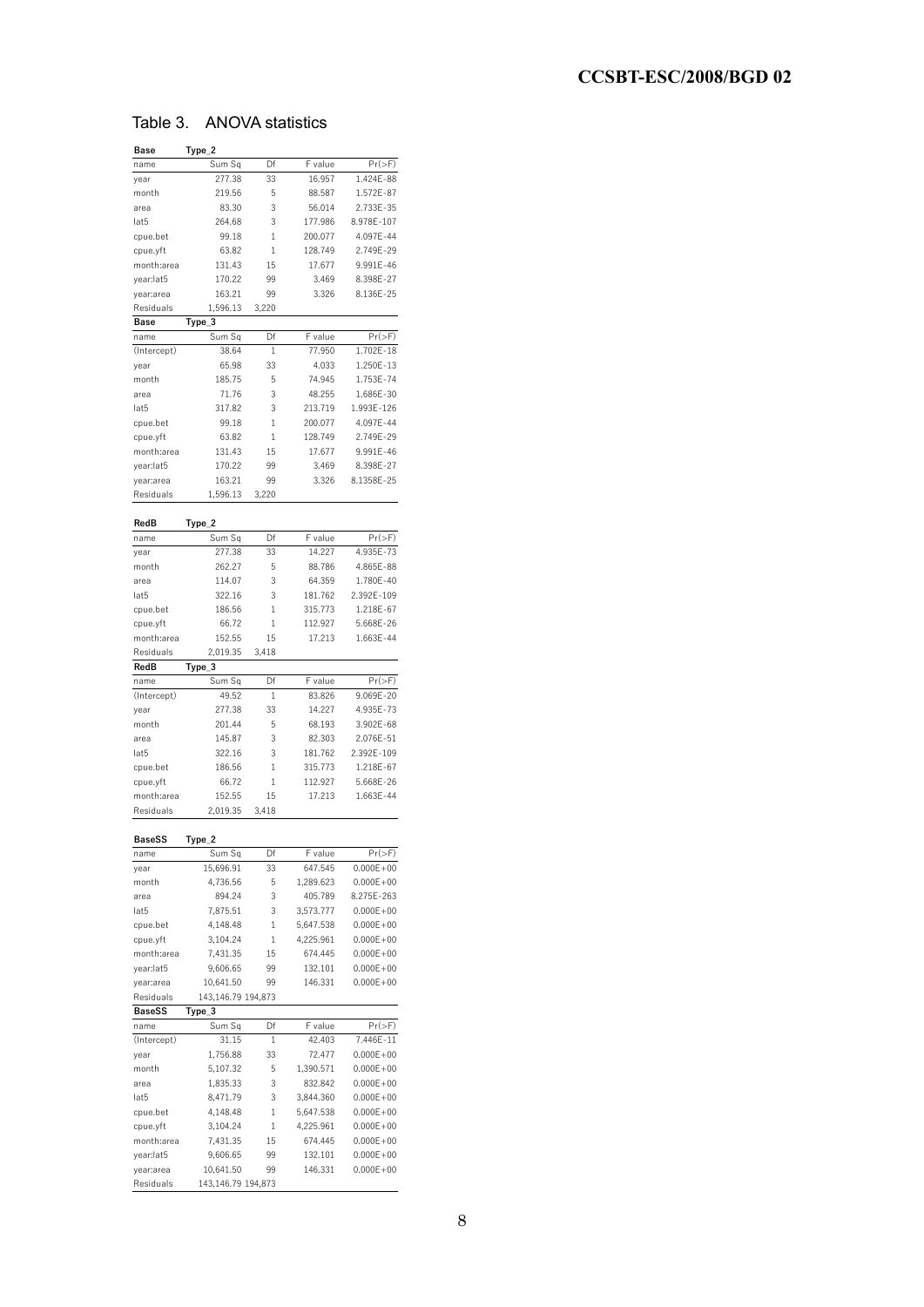## Table 3. ANOVA statistics

**Base** Type_2

| name | Sum Sq | Df | F value | Pr(>F) |
|---|---|---|---|---|
| year | 277.38 | 33 | 16.957 | 1.424E-88 |
| month | 219.56 | 5 | 88.587 | 1.572E-87 |
| area | 83.30 | 3 | 56.014 | 2.733E-35 |
| lat5 | 264.68 | 3 | 177.986 | 8.978E-107 |
| cpue.bet | 99.18 | 1 | 200.077 | 4.097E-44 |
| cpue.yft | 63.82 | 1 | 128.749 | 2.749E-29 |
| month:area | 131.43 | 15 | 17.677 | 9.991E-46 |
| year:lat5 | 170.22 | 99 | 3.469 | 8.398E-27 |
| year:area | 163.21 | 99 | 3.326 | 8.136E-25 |
| Residuals | 1,596.13 | 3,220 | | |

**Base** Type_3

| name | Sum Sq | Df | F value | Pr(>F) |
|---|---|---|---|---|
| (Intercept) | 38.64 | 1 | 77.950 | 1.702E-18 |
| year | 65.98 | 33 | 4.033 | 1.250E-13 |
| month | 185.75 | 5 | 74.945 | 1.753E-74 |
| area | 71.76 | 3 | 48.255 | 1.686E-30 |
| lat5 | 317.82 | 3 | 213.719 | 1.993E-126 |
| cpue.bet | 99.18 | 1 | 200.077 | 4.097E-44 |
| cpue.yft | 63.82 | 1 | 128.749 | 2.749E-29 |
| month:area | 131.43 | 15 | 17.677 | 9.991E-46 |
| year:lat5 | 170.22 | 99 | 3.469 | 8.398E-27 |
| year:area | 163.21 | 99 | 3.326 | 8.1358E-25 |
| Residuals | 1,596.13 | 3,220 | | |

**RedB** Type_2

| name | Sum Sq | Df | F value | Pr(>F) |
|---|---|---|---|---|
| year | 277.38 | 33 | 14.227 | 4.935E-73 |
| month | 262.27 | 5 | 88.786 | 4.865E-88 |
| area | 114.07 | 3 | 64.359 | 1.780E-40 |
| lat5 | 322.16 | 3 | 181.762 | 2.392E-109 |
| cpue.bet | 186.56 | 1 | 315.773 | 1.218E-67 |
| cpue.yft | 66.72 | 1 | 112.927 | 5.668E-26 |
| month:area | 152.55 | 15 | 17.213 | 1.663E-44 |
| Residuals | 2,019.35 | 3,418 | | |

**RedB** Type_3

| name | Sum Sq | Df | F value | Pr(>F) |
|---|---|---|---|---|
| (Intercept) | 49.52 | 1 | 83.826 | 9.069E-20 |
| year | 277.38 | 33 | 14.227 | 4.935E-73 |
| month | 201.44 | 5 | 68.193 | 3.902E-68 |
| area | 145.87 | 3 | 82.303 | 2.076E-51 |
| lat5 | 322.16 | 3 | 181.762 | 2.392E-109 |
| cpue.bet | 186.56 | 1 | 315.773 | 1.218E-67 |
| cpue.yft | 66.72 | 1 | 112.927 | 5.668E-26 |
| month:area | 152.55 | 15 | 17.213 | 1.663E-44 |
| Residuals | 2,019.35 | 3,418 | | |

**BaseSS** Type_2

| name | Sum Sq | Df | F value | Pr(>F) |
|---|---|---|---|---|
| year | 15,696.91 | 33 | 647.545 | 0.000E+00 |
| month | 4,736.56 | 5 | 1,289.623 | 0.000E+00 |
| area | 894.24 | 3 | 405.789 | 8.275E-263 |
| lat5 | 7,875.51 | 3 | 3,573.777 | 0.000E+00 |
| cpue.bet | 4,148.48 | 1 | 5,647.538 | 0.000E+00 |
| cpue.yft | 3,104.24 | 1 | 4,225.961 | 0.000E+00 |
| month:area | 7,431.35 | 15 | 674.445 | 0.000E+00 |
| year:lat5 | 9,606.65 | 99 | 132.101 | 0.000E+00 |
| year:area | 10,641.50 | 99 | 146.331 | 0.000E+00 |
| Residuals | 143,146.79 | 194,873 | | |

**BaseSS** Type_3

| name | Sum Sq | Df | F value | Pr(>F) |
|---|---|---|---|---|
| (Intercept) | 31.15 | 1 | 42.403 | 7.446E-11 |
| year | 1,756.88 | 33 | 72.477 | 0.000E+00 |
| month | 5,107.32 | 5 | 1,390.571 | 0.000E+00 |
| area | 1,835.33 | 3 | 832.842 | 0.000E+00 |
| lat5 | 8,471.79 | 3 | 3,844.360 | 0.000E+00 |
| cpue.bet | 4,148.48 | 1 | 5,647.538 | 0.000E+00 |
| cpue.yft | 3,104.24 | 1 | 4,225.961 | 0.000E+00 |
| month:area | 7,431.35 | 15 | 674.445 | 0.000E+00 |
| year:lat5 | 9,606.65 | 99 | 132.101 | 0.000E+00 |
| year:area | 10,641.50 | 99 | 146.331 | 0.000E+00 |
| Residuals | 143,146.79 | 194,873 | | |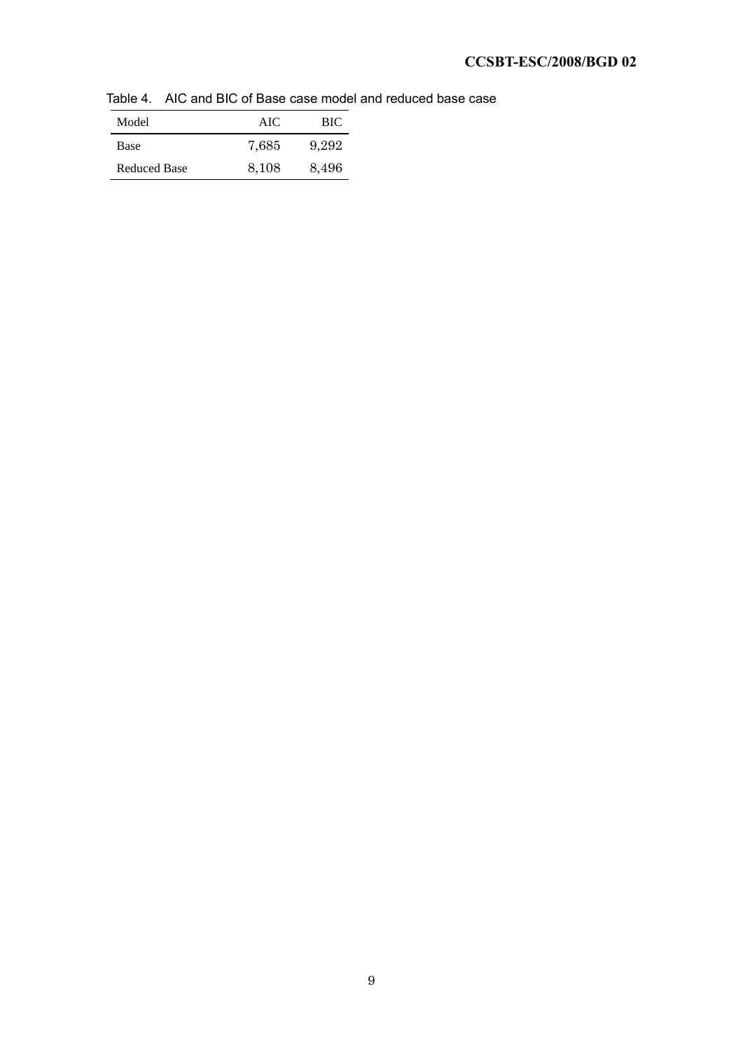Table 4. AIC and BIC of Base case model and reduced base case

| Model | AIC | BIC |
|---|---|---|
| Base | 7,685 | 9,292 |
| Reduced Base | 8,108 | 8,496 |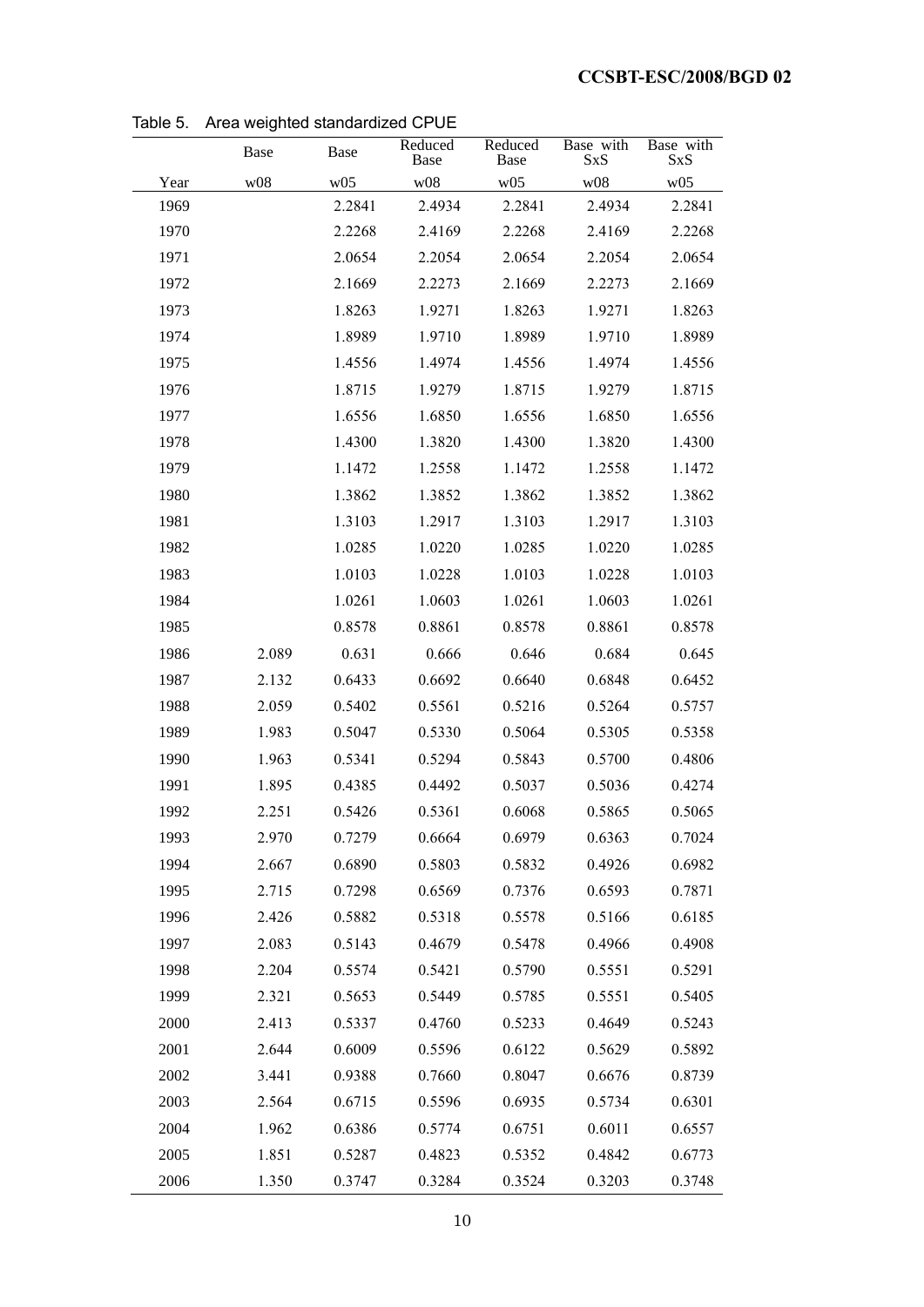Table 5. Area weighted standardized CPUE

| | Base | Base | Reduced Base | Reduced Base | Base with SxS | Base with SxS |
|---|---|---|---|---|---|---|
| Year | w08 | w05 | w08 | w05 | w08 | w05 |
| 1969 | | 2.2841 | 2.4934 | 2.2841 | 2.4934 | 2.2841 |
| 1970 | | 2.2268 | 2.4169 | 2.2268 | 2.4169 | 2.2268 |
| 1971 | | 2.0654 | 2.2054 | 2.0654 | 2.2054 | 2.0654 |
| 1972 | | 2.1669 | 2.2273 | 2.1669 | 2.2273 | 2.1669 |
| 1973 | | 1.8263 | 1.9271 | 1.8263 | 1.9271 | 1.8263 |
| 1974 | | 1.8989 | 1.9710 | 1.8989 | 1.9710 | 1.8989 |
| 1975 | | 1.4556 | 1.4974 | 1.4556 | 1.4974 | 1.4556 |
| 1976 | | 1.8715 | 1.9279 | 1.8715 | 1.9279 | 1.8715 |
| 1977 | | 1.6556 | 1.6850 | 1.6556 | 1.6850 | 1.6556 |
| 1978 | | 1.4300 | 1.3820 | 1.4300 | 1.3820 | 1.4300 |
| 1979 | | 1.1472 | 1.2558 | 1.1472 | 1.2558 | 1.1472 |
| 1980 | | 1.3862 | 1.3852 | 1.3862 | 1.3852 | 1.3862 |
| 1981 | | 1.3103 | 1.2917 | 1.3103 | 1.2917 | 1.3103 |
| 1982 | | 1.0285 | 1.0220 | 1.0285 | 1.0220 | 1.0285 |
| 1983 | | 1.0103 | 1.0228 | 1.0103 | 1.0228 | 1.0103 |
| 1984 | | 1.0261 | 1.0603 | 1.0261 | 1.0603 | 1.0261 |
| 1985 | | 0.8578 | 0.8861 | 0.8578 | 0.8861 | 0.8578 |
| 1986 | 2.089 | 0.631 | 0.666 | 0.646 | 0.684 | 0.645 |
| 1987 | 2.132 | 0.6433 | 0.6692 | 0.6640 | 0.6848 | 0.6452 |
| 1988 | 2.059 | 0.5402 | 0.5561 | 0.5216 | 0.5264 | 0.5757 |
| 1989 | 1.983 | 0.5047 | 0.5330 | 0.5064 | 0.5305 | 0.5358 |
| 1990 | 1.963 | 0.5341 | 0.5294 | 0.5843 | 0.5700 | 0.4806 |
| 1991 | 1.895 | 0.4385 | 0.4492 | 0.5037 | 0.5036 | 0.4274 |
| 1992 | 2.251 | 0.5426 | 0.5361 | 0.6068 | 0.5865 | 0.5065 |
| 1993 | 2.970 | 0.7279 | 0.6664 | 0.6979 | 0.6363 | 0.7024 |
| 1994 | 2.667 | 0.6890 | 0.5803 | 0.5832 | 0.4926 | 0.6982 |
| 1995 | 2.715 | 0.7298 | 0.6569 | 0.7376 | 0.6593 | 0.7871 |
| 1996 | 2.426 | 0.5882 | 0.5318 | 0.5578 | 0.5166 | 0.6185 |
| 1997 | 2.083 | 0.5143 | 0.4679 | 0.5478 | 0.4966 | 0.4908 |
| 1998 | 2.204 | 0.5574 | 0.5421 | 0.5790 | 0.5551 | 0.5291 |
| 1999 | 2.321 | 0.5653 | 0.5449 | 0.5785 | 0.5551 | 0.5405 |
| 2000 | 2.413 | 0.5337 | 0.4760 | 0.5233 | 0.4649 | 0.5243 |
| 2001 | 2.644 | 0.6009 | 0.5596 | 0.6122 | 0.5629 | 0.5892 |
| 2002 | 3.441 | 0.9388 | 0.7660 | 0.8047 | 0.6676 | 0.8739 |
| 2003 | 2.564 | 0.6715 | 0.5596 | 0.6935 | 0.5734 | 0.6301 |
| 2004 | 1.962 | 0.6386 | 0.5774 | 0.6751 | 0.6011 | 0.6557 |
| 2005 | 1.851 | 0.5287 | 0.4823 | 0.5352 | 0.4842 | 0.6773 |
| 2006 | 1.350 | 0.3747 | 0.3284 | 0.3524 | 0.3203 | 0.3748 |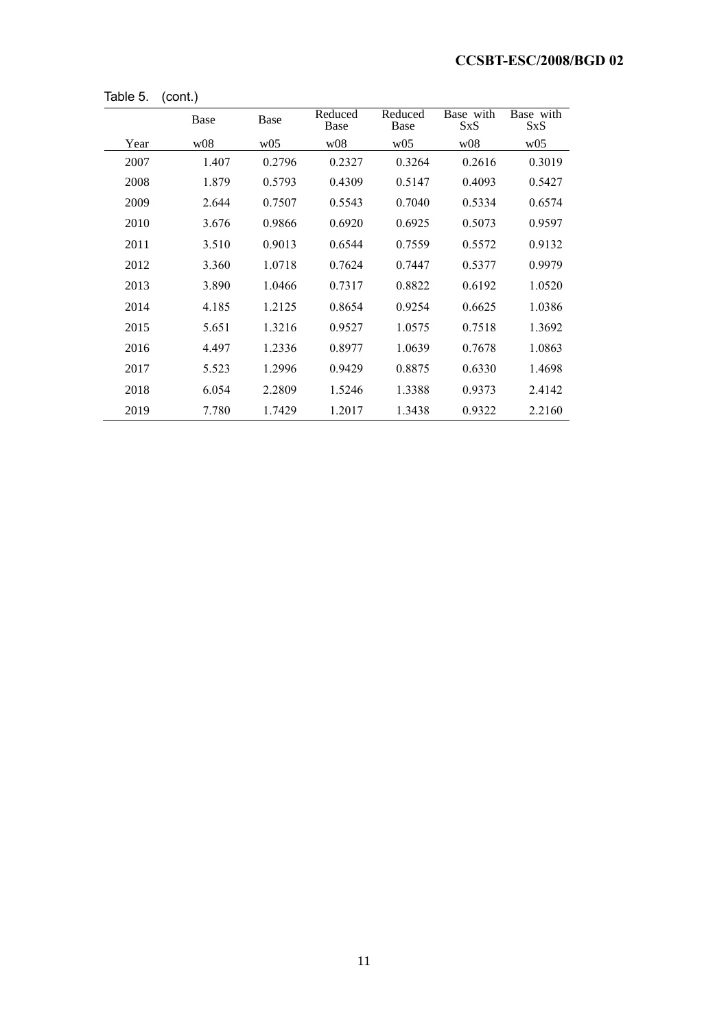Table 5. (cont.)

| | Base | Base | Reduced Base | Reduced Base | Base with SxS | Base with SxS |
|---|---|---|---|---|---|---|
| Year | w08 | w05 | w08 | w05 | w08 | w05 |
| 2007 | 1.407 | 0.2796 | 0.2327 | 0.3264 | 0.2616 | 0.3019 |
| 2008 | 1.879 | 0.5793 | 0.4309 | 0.5147 | 0.4093 | 0.5427 |
| 2009 | 2.644 | 0.7507 | 0.5543 | 0.7040 | 0.5334 | 0.6574 |
| 2010 | 3.676 | 0.9866 | 0.6920 | 0.6925 | 0.5073 | 0.9597 |
| 2011 | 3.510 | 0.9013 | 0.6544 | 0.7559 | 0.5572 | 0.9132 |
| 2012 | 3.360 | 1.0718 | 0.7624 | 0.7447 | 0.5377 | 0.9979 |
| 2013 | 3.890 | 1.0466 | 0.7317 | 0.8822 | 0.6192 | 1.0520 |
| 2014 | 4.185 | 1.2125 | 0.8654 | 0.9254 | 0.6625 | 1.0386 |
| 2015 | 5.651 | 1.3216 | 0.9527 | 1.0575 | 0.7518 | 1.3692 |
| 2016 | 4.497 | 1.2336 | 0.8977 | 1.0639 | 0.7678 | 1.0863 |
| 2017 | 5.523 | 1.2996 | 0.9429 | 0.8875 | 0.6330 | 1.4698 |
| 2018 | 6.054 | 2.2809 | 1.5246 | 1.3388 | 0.9373 | 2.4142 |
| 2019 | 7.780 | 1.7429 | 1.2017 | 1.3438 | 0.9322 | 2.2160 |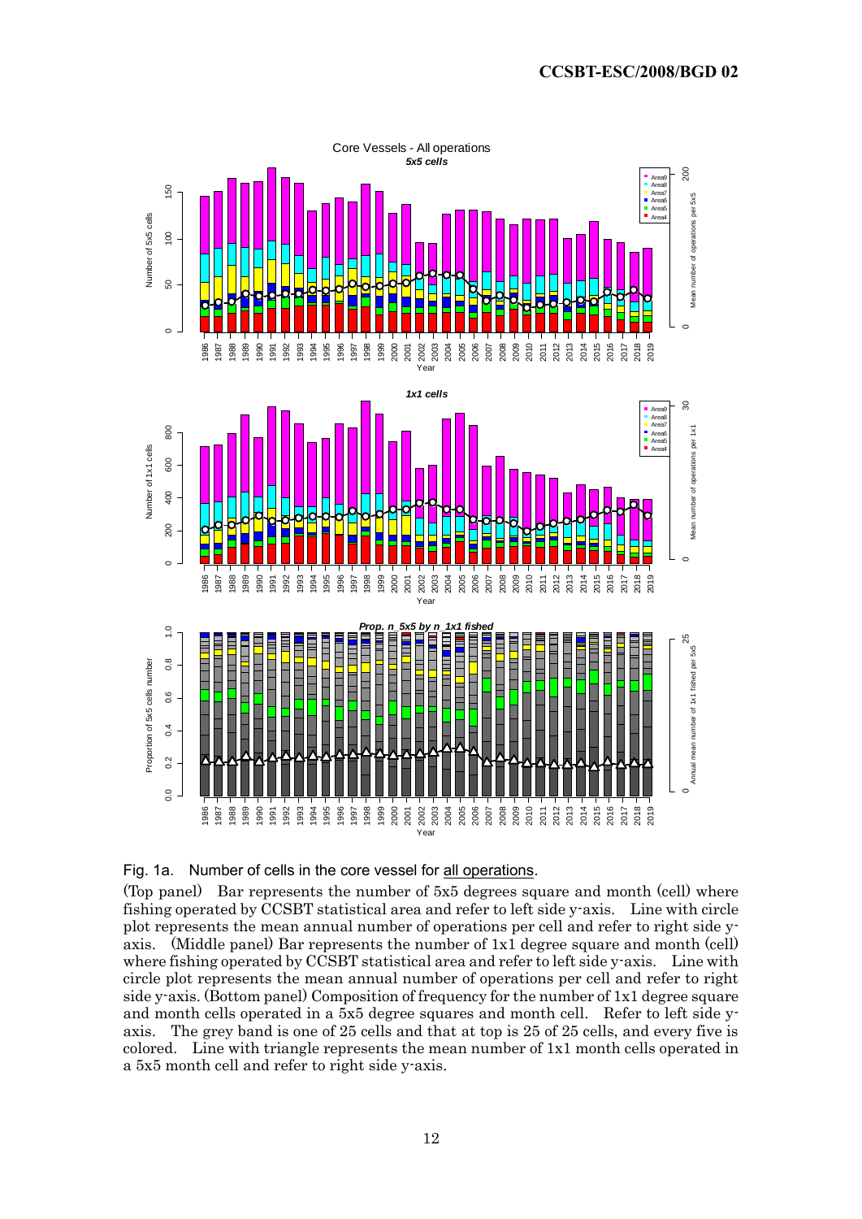Fig. 1a. Number of cells in the core vessel for all operations.

(Top panel) Bar represents the number of 5x5 degrees square and month (cell) where fishing operated by CCSBT statistical area and refer to left side y-axis. Line with circle plot represents the mean annual number of operations per cell and refer to right side y-axis. (Middle panel) Bar represents the number of 1x1 degree square and month (cell) where fishing operated by CCSBT statistical area and refer to left side y-axis. Line with circle plot represents the mean annual number of operations per cell and refer to right side y-axis. (Bottom panel) Composition of frequency for the number of 1x1 degree square and month cells operated in a 5x5 degree squares and month cell. Refer to left side y-axis. The grey band is one of 25 cells and that at top is 25 of 25 cells, and every five is colored. Line with triangle represents the mean number of 1x1 month cells operated in a 5x5 month cell and refer to right side y-axis.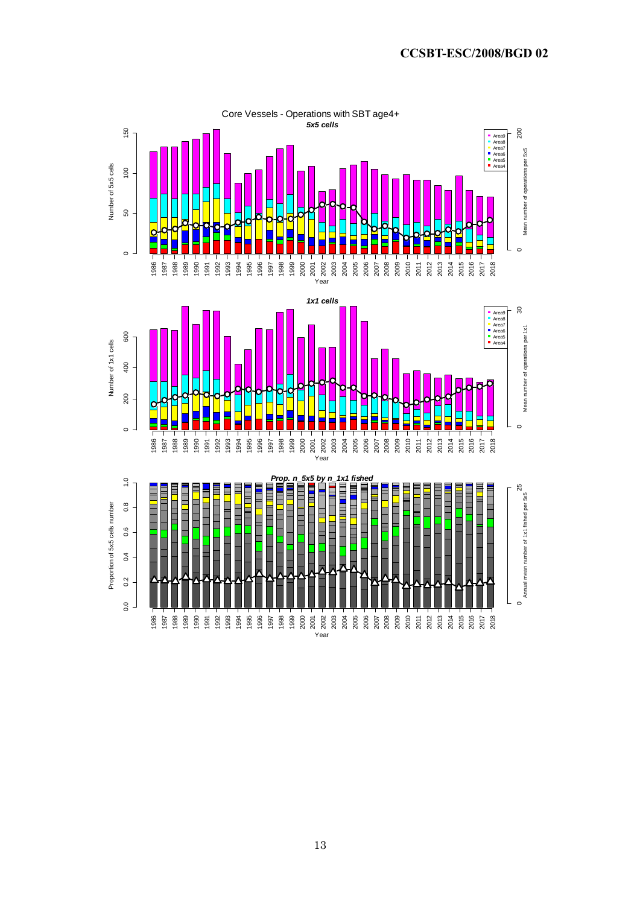Core Vessels - Operations with SBT age4+

*5x5 cells*

*1x1 cells*

*Prop. n_5x5 by n_1x1 fished*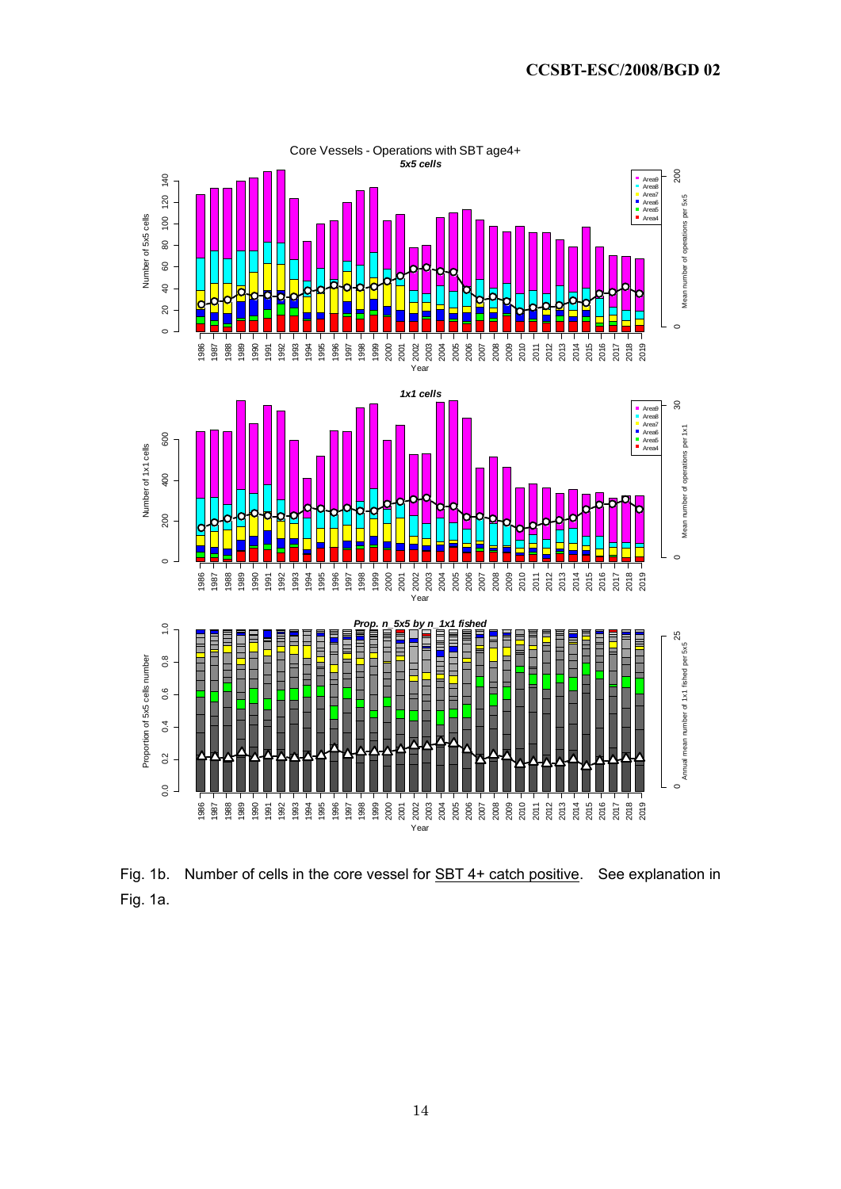Fig. 1b. Number of cells in the core vessel for SBT 4+ catch positive. See explanation in Fig. 1a.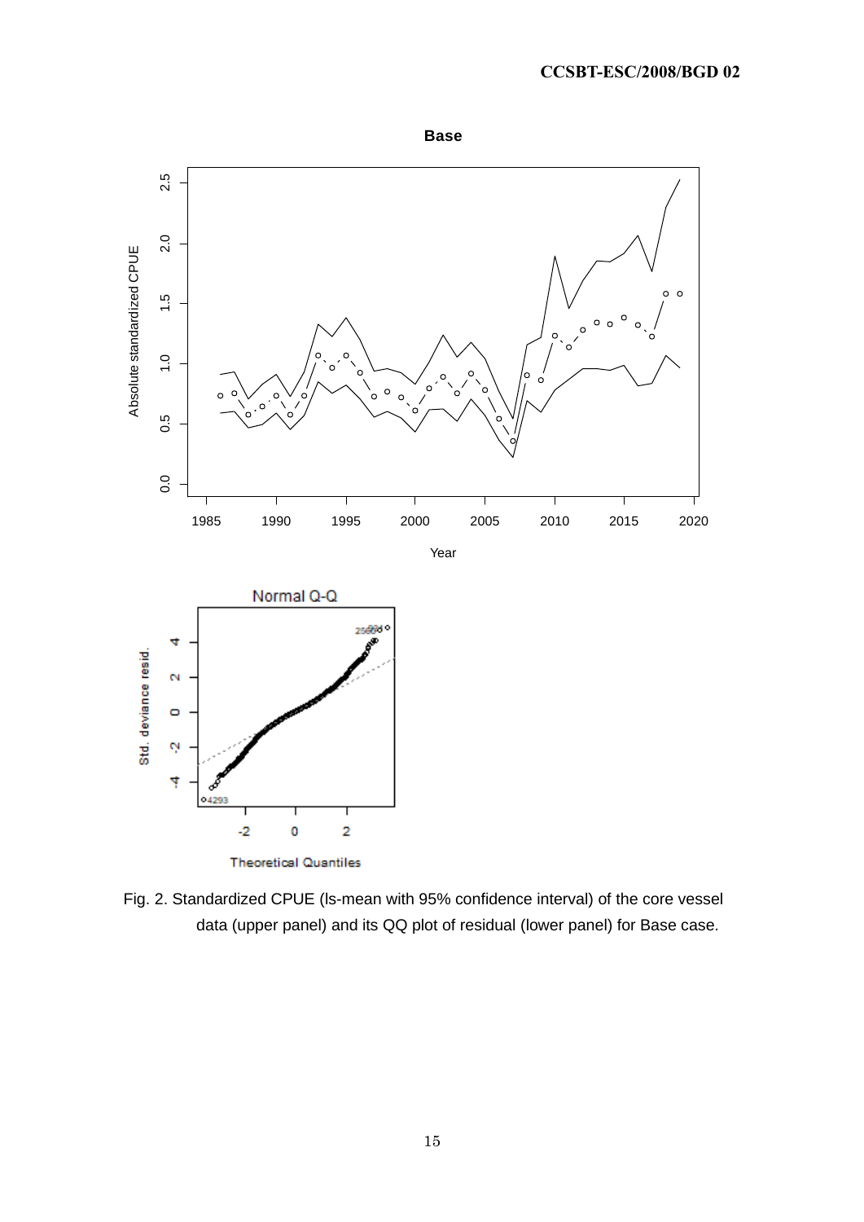Fig. 2. Standardized CPUE (ls-mean with 95% confidence interval) of the core vessel data (upper panel) and its QQ plot of residual (lower panel) for Base case.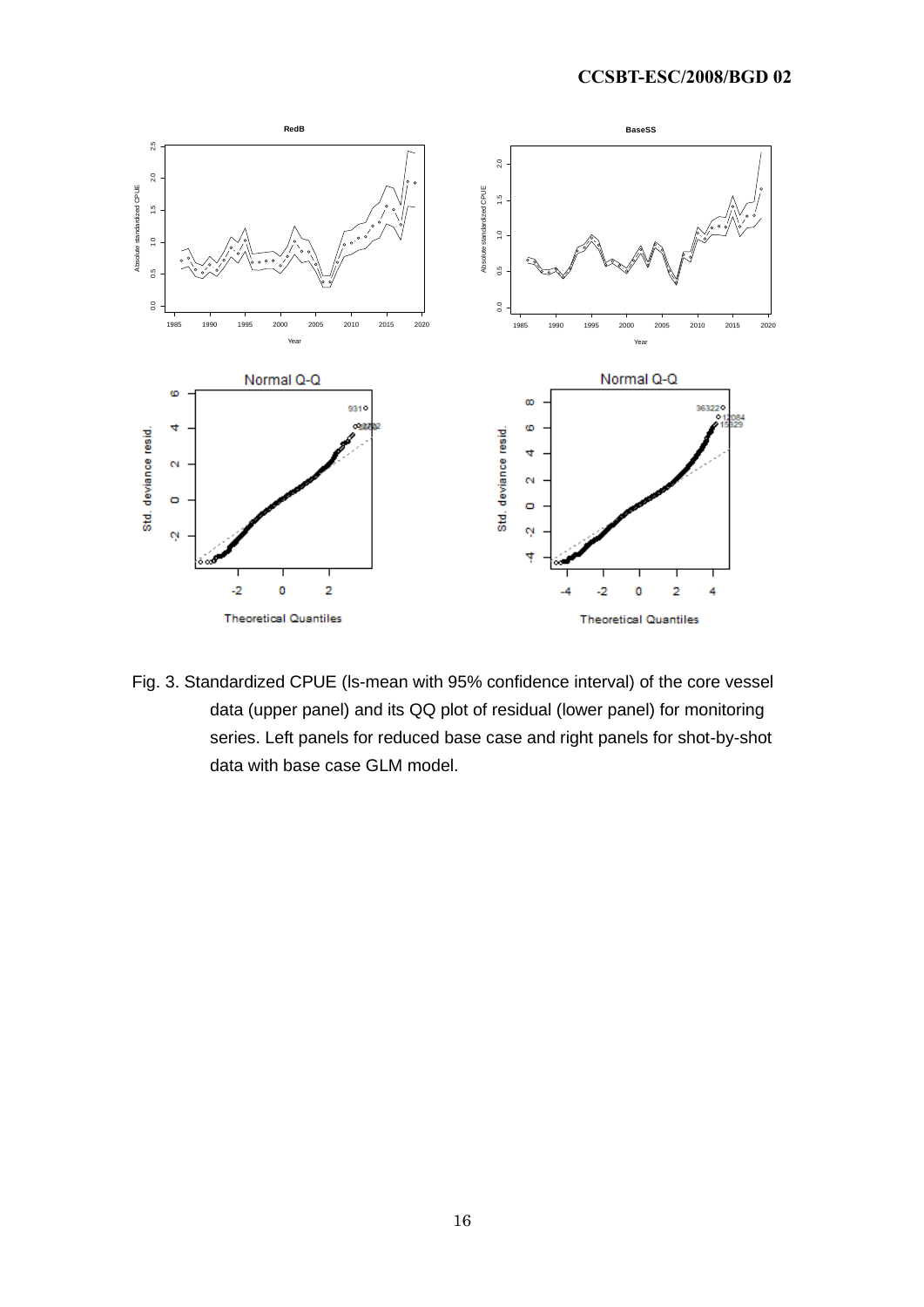Fig. 3. Standardized CPUE (ls-mean with 95% confidence interval) of the core vessel data (upper panel) and its QQ plot of residual (lower panel) for monitoring series. Left panels for reduced base case and right panels for shot-by-shot data with base case GLM model.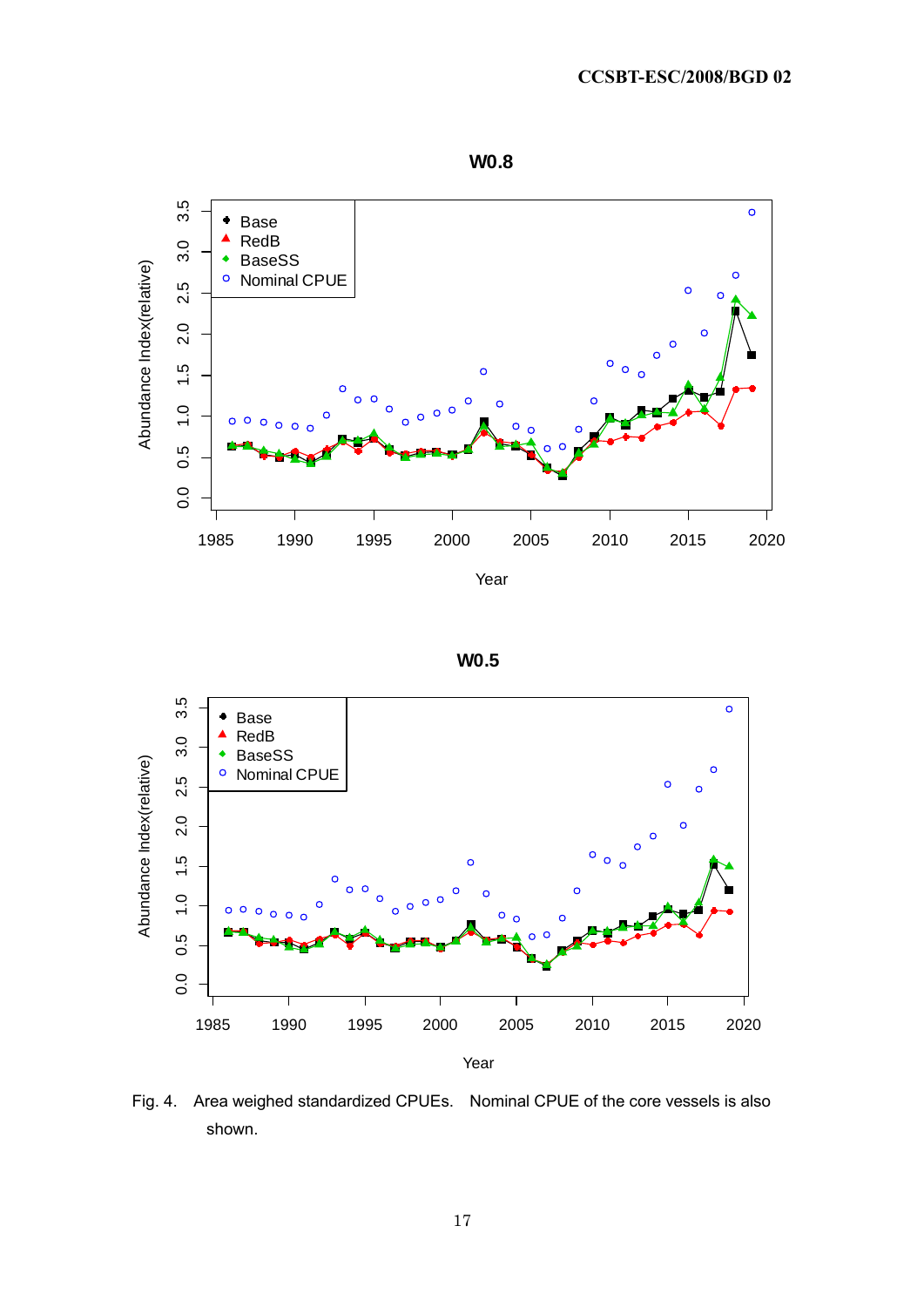Fig. 4. Area weighed standardized CPUEs. Nominal CPUE of the core vessels is also shown.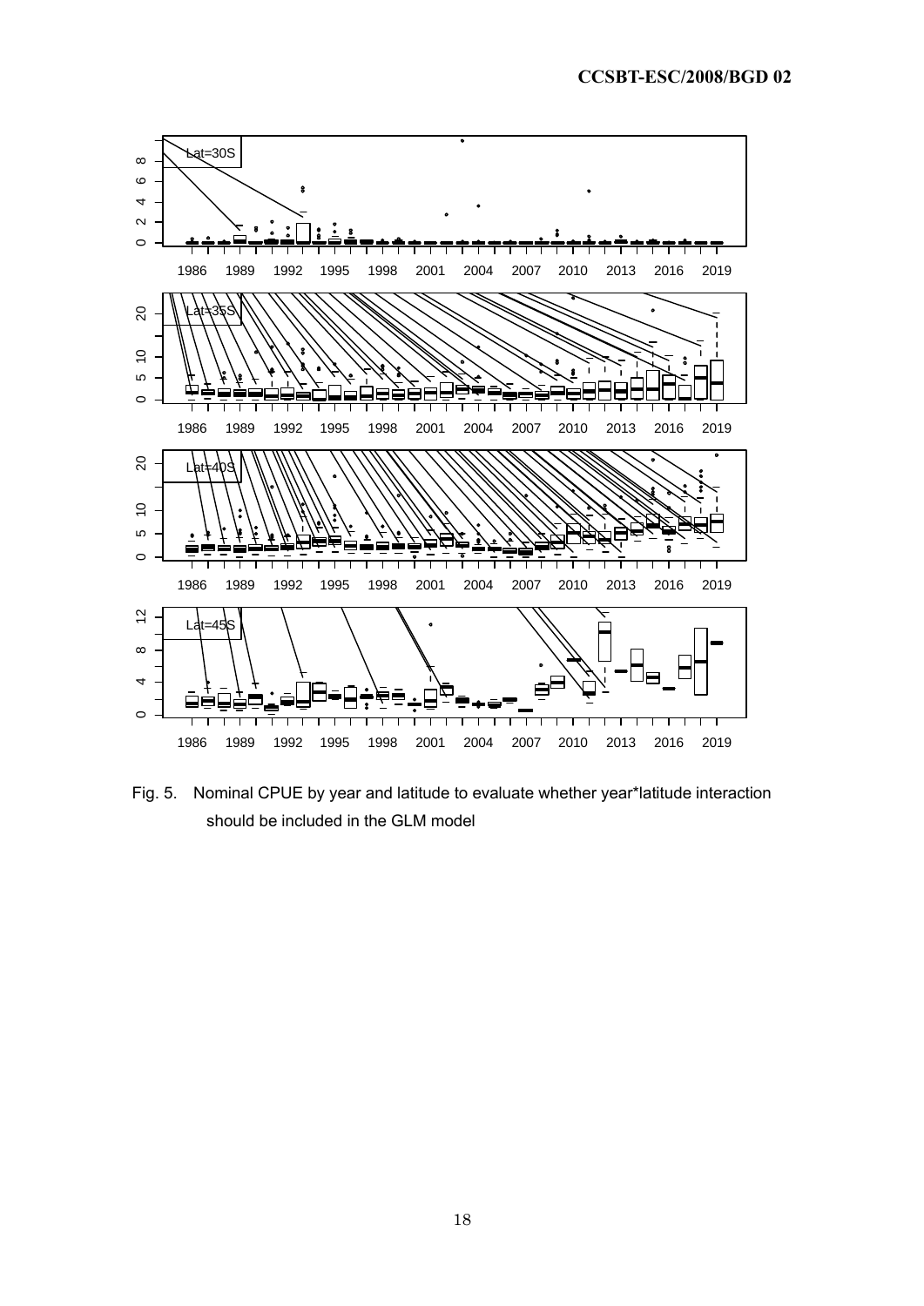Fig. 5. Nominal CPUE by year and latitude to evaluate whether year*latitude interaction should be included in the GLM model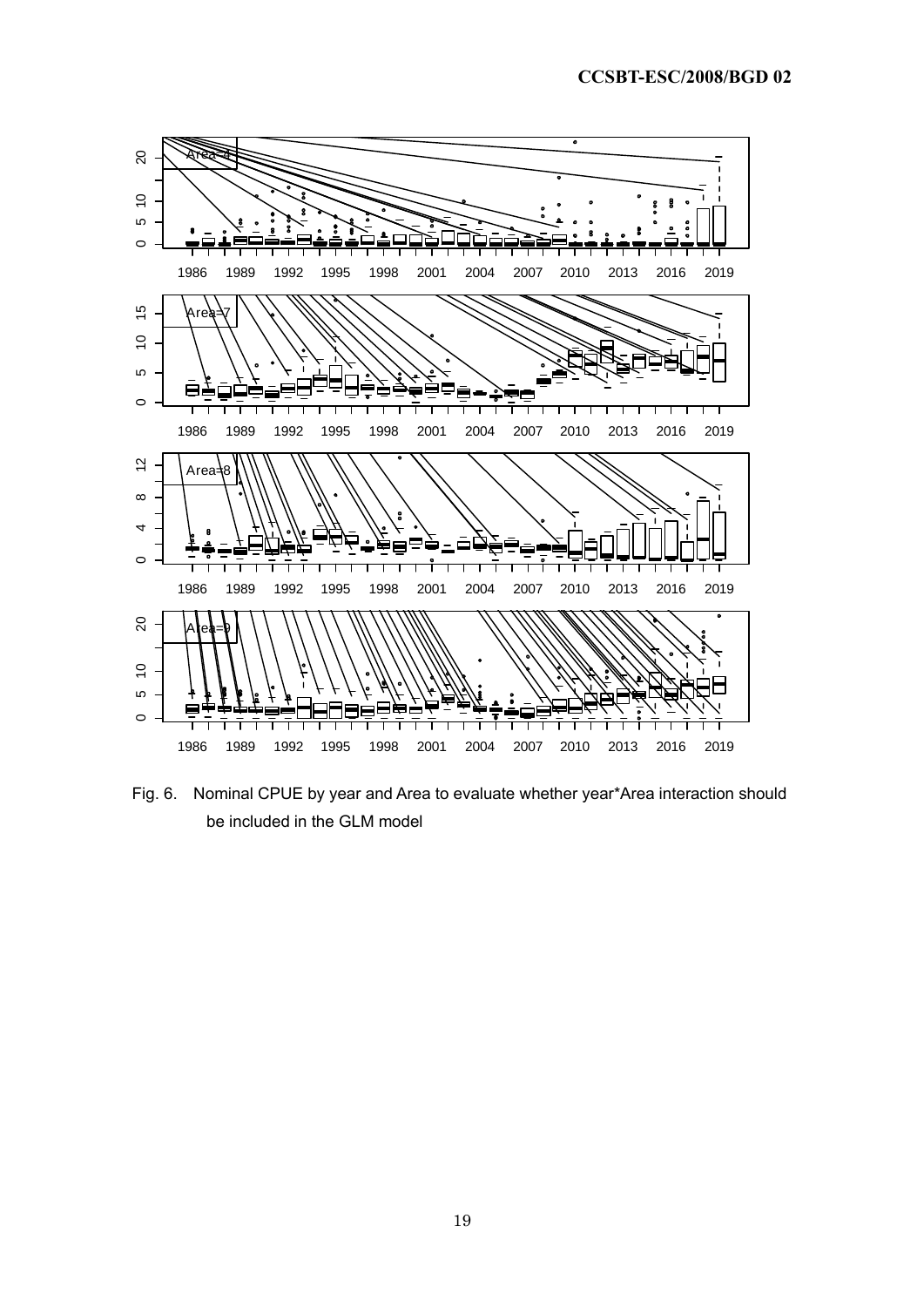Area=4

20
10
5
0

1986 1989 1992 1995 1998 2001 2004 2007 2010 2013 2016 2019

Area=7

15
10
5
0

1986 1989 1992 1995 1998 2001 2004 2007 2010 2013 2016 2019

Area=8

12
8
4
0

1986 1989 1992 1995 1998 2001 2004 2007 2010 2013 2016 2019

Area=9

20
10
5
0

1986 1989 1992 1995 1998 2001 2004 2007 2010 2013 2016 2019

Fig. 6. Nominal CPUE by year and Area to evaluate whether year*Area interaction should be included in the GLM model